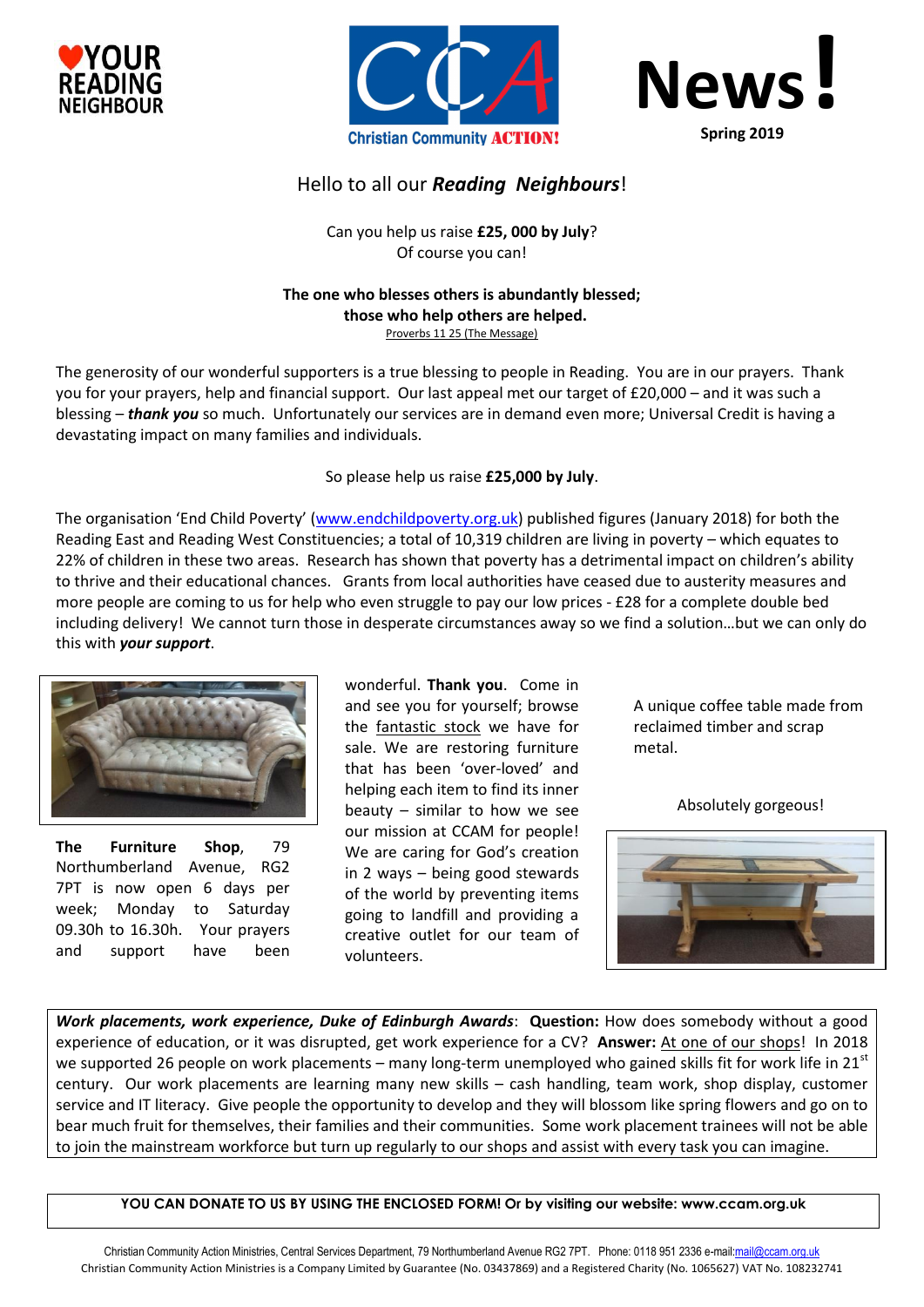YOUR READING NEIGHBOUR

Christian Community ACTION!

# News!

**Spring 2019**

## Hello to all our ***Reading Neighbours***!

Can you help us raise **£25, 000 by July**?
Of course you can!

**The one who blesses others is abundantly blessed;**
**those who help others are helped.**
Proverbs 11 25 (The Message)

The generosity of our wonderful supporters is a true blessing to people in Reading. You are in our prayers. Thank you for your prayers, help and financial support. Our last appeal met our target of £20,000 – and it was such a blessing – ***thank you*** so much. Unfortunately our services are in demand even more; Universal Credit is having a devastating impact on many families and individuals.

So please help us raise **£25,000 by July**.

The organisation 'End Child Poverty' (www.endchildpoverty.org.uk) published figures (January 2018) for both the Reading East and Reading West Constituencies; a total of 10,319 children are living in poverty – which equates to 22% of children in these two areas. Research has shown that poverty has a detrimental impact on children's ability to thrive and their educational chances. Grants from local authorities have ceased due to austerity measures and more people are coming to us for help who even struggle to pay our low prices - £28 for a complete double bed including delivery! We cannot turn those in desperate circumstances away so we find a solution…but we can only do this with ***your support***.

**The Furniture Shop**, 79 Northumberland Avenue, RG2 7PT is now open 6 days per week; Monday to Saturday 09.30h to 16.30h. Your prayers and support have been wonderful. **Thank you**. Come in and see you for yourself; browse the fantastic stock we have for sale. We are restoring furniture that has been 'over-loved' and helping each item to find its inner beauty – similar to how we see our mission at CCAM for people! We are caring for God's creation in 2 ways – being good stewards of the world by preventing items going to landfill and providing a creative outlet for our team of volunteers.

A unique coffee table made from reclaimed timber and scrap metal.

Absolutely gorgeous!

***Work placements, work experience, Duke of Edinburgh Awards***: **Question:** How does somebody without a good experience of education, or it was disrupted, get work experience for a CV? **Answer:** At one of our shops! In 2018 we supported 26 people on work placements – many long-term unemployed who gained skills fit for work life in 21st century. Our work placements are learning many new skills – cash handling, team work, shop display, customer service and IT literacy. Give people the opportunity to develop and they will blossom like spring flowers and go on to bear much fruit for themselves, their families and their communities. Some work placement trainees will not be able to join the mainstream workforce but turn up regularly to our shops and assist with every task you can imagine.

**YOU CAN DONATE TO US BY USING THE ENCLOSED FORM! Or by visiting our website: www.ccam.org.uk**

Christian Community Action Ministries, Central Services Department, 79 Northumberland Avenue RG2 7PT. Phone: 0118 951 2336 e-mail:mail@ccam.org.uk
Christian Community Action Ministries is a Company Limited by Guarantee (No. 03437869) and a Registered Charity (No. 1065627) VAT No. 108232741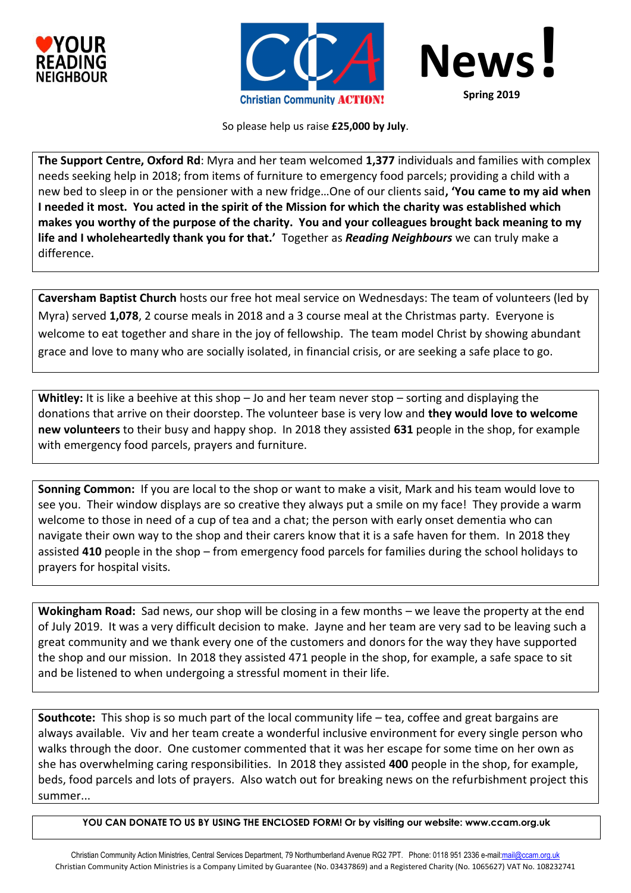YOUR READING NEIGHBOUR

Christian Community ACTION!

# News!

Spring 2019

So please help us raise **£25,000 by July**.

**The Support Centre, Oxford Rd**: Myra and her team welcomed **1,377** individuals and families with complex needs seeking help in 2018; from items of furniture to emergency food parcels; providing a child with a new bed to sleep in or the pensioner with a new fridge…One of our clients said**, 'You came to my aid when I needed it most. You acted in the spirit of the Mission for which the charity was established which makes you worthy of the purpose of the charity. You and your colleagues brought back meaning to my life and I wholeheartedly thank you for that.'** Together as ***Reading Neighbours*** we can truly make a difference.

**Caversham Baptist Church** hosts our free hot meal service on Wednesdays: The team of volunteers (led by Myra) served **1,078**, 2 course meals in 2018 and a 3 course meal at the Christmas party. Everyone is welcome to eat together and share in the joy of fellowship. The team model Christ by showing abundant grace and love to many who are socially isolated, in financial crisis, or are seeking a safe place to go.

**Whitley:** It is like a beehive at this shop – Jo and her team never stop – sorting and displaying the donations that arrive on their doorstep. The volunteer base is very low and **they would love to welcome new volunteers** to their busy and happy shop. In 2018 they assisted **631** people in the shop, for example with emergency food parcels, prayers and furniture.

**Sonning Common:** If you are local to the shop or want to make a visit, Mark and his team would love to see you. Their window displays are so creative they always put a smile on my face! They provide a warm welcome to those in need of a cup of tea and a chat; the person with early onset dementia who can navigate their own way to the shop and their carers know that it is a safe haven for them. In 2018 they assisted **410** people in the shop – from emergency food parcels for families during the school holidays to prayers for hospital visits.

**Wokingham Road:** Sad news, our shop will be closing in a few months – we leave the property at the end of July 2019. It was a very difficult decision to make. Jayne and her team are very sad to be leaving such a great community and we thank every one of the customers and donors for the way they have supported the shop and our mission. In 2018 they assisted 471 people in the shop, for example, a safe space to sit and be listened to when undergoing a stressful moment in their life.

**Southcote:** This shop is so much part of the local community life – tea, coffee and great bargains are always available. Viv and her team create a wonderful inclusive environment for every single person who walks through the door. One customer commented that it was her escape for some time on her own as she has overwhelming caring responsibilities. In 2018 they assisted **400** people in the shop, for example, beds, food parcels and lots of prayers. Also watch out for breaking news on the refurbishment project this summer...

**YOU CAN DONATE TO US BY USING THE ENCLOSED FORM! Or by visiting our website: www.ccam.org.uk**

Christian Community Action Ministries, Central Services Department, 79 Northumberland Avenue RG2 7PT. Phone: 0118 951 2336 e-mail:mail@ccam.org.uk
Christian Community Action Ministries is a Company Limited by Guarantee (No. 03437869) and a Registered Charity (No. 1065627) VAT No. 108232741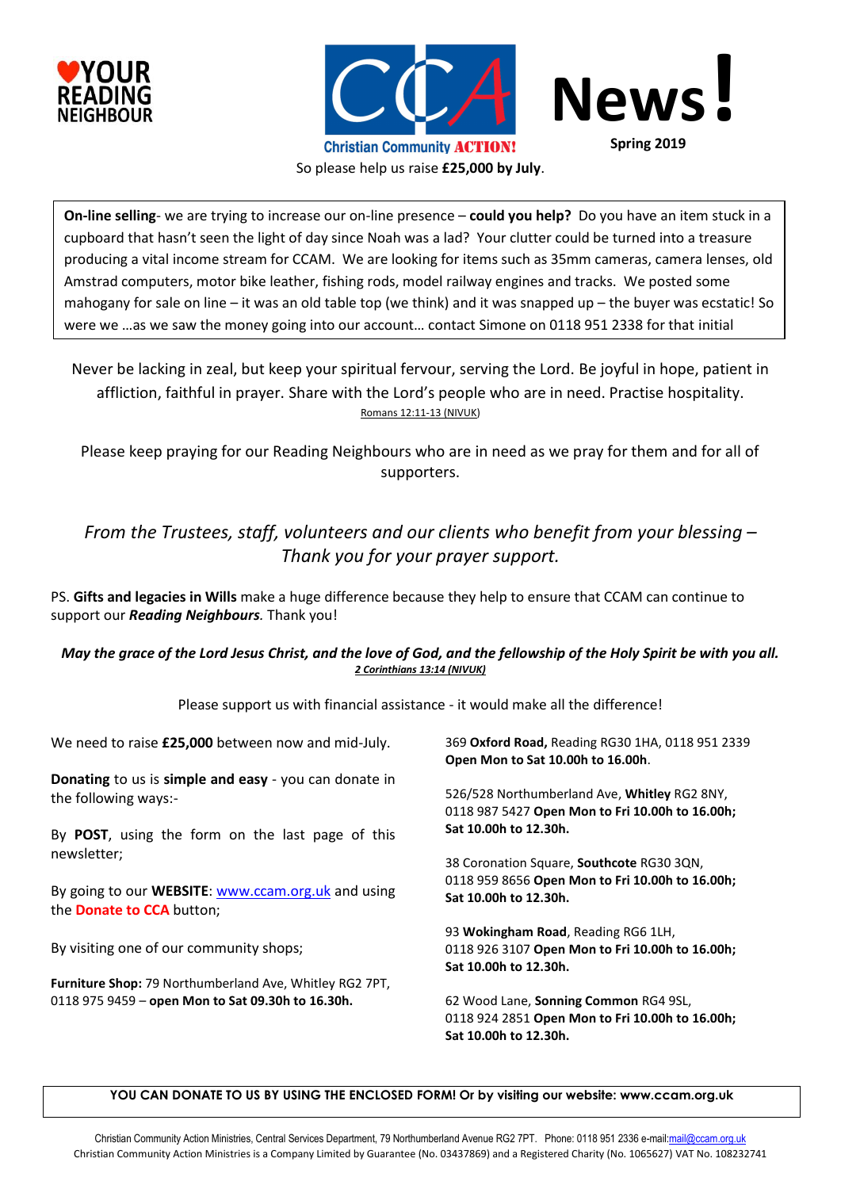♥YOUR READING NEIGHBOUR

Christian Community ACTION!

# News!

**Spring 2019**

So please help us raise **£25,000 by July**.

**On-line selling**- we are trying to increase our on-line presence – **could you help?** Do you have an item stuck in a cupboard that hasn't seen the light of day since Noah was a lad? Your clutter could be turned into a treasure producing a vital income stream for CCAM. We are looking for items such as 35mm cameras, camera lenses, old Amstrad computers, motor bike leather, fishing rods, model railway engines and tracks. We posted some mahogany for sale on line – it was an old table top (we think) and it was snapped up – the buyer was ecstatic! So were we …as we saw the money going into our account… contact Simone on 0118 951 2338 for that initial

Never be lacking in zeal, but keep your spiritual fervour, serving the Lord. Be joyful in hope, patient in affliction, faithful in prayer. Share with the Lord's people who are in need. Practise hospitality.
Romans 12:11-13 (NIVUK)

Please keep praying for our Reading Neighbours who are in need as we pray for them and for all of supporters.

*From the Trustees, staff, volunteers and our clients who benefit from your blessing – Thank you for your prayer support.*

PS. **Gifts and legacies in Wills** make a huge difference because they help to ensure that CCAM can continue to support our ***Reading Neighbours***. Thank you!

***May the grace of the Lord Jesus Christ, and the love of God, and the fellowship of the Holy Spirit be with you all.***
***2 Corinthians 13:14 (NIVUK)***

Please support us with financial assistance - it would make all the difference!

We need to raise **£25,000** between now and mid-July.

**Donating** to us is **simple and easy** - you can donate in the following ways:-

By **POST**, using the form on the last page of this newsletter;

By going to our **WEBSITE**: www.ccam.org.uk and using the **Donate to CCA** button;

By visiting one of our community shops;

**Furniture Shop:** 79 Northumberland Ave, Whitley RG2 7PT, 0118 975 9459 – **open Mon to Sat 09.30h to 16.30h.**

369 **Oxford Road,** Reading RG30 1HA, 0118 951 2339 **Open Mon to Sat 10.00h to 16.00h**.

526/528 Northumberland Ave, **Whitley** RG2 8NY, 0118 987 5427 **Open Mon to Fri 10.00h to 16.00h; Sat 10.00h to 12.30h.**

38 Coronation Square, **Southcote** RG30 3QN, 0118 959 8656 **Open Mon to Fri 10.00h to 16.00h; Sat 10.00h to 12.30h.**

93 **Wokingham Road**, Reading RG6 1LH, 0118 926 3107 **Open Mon to Fri 10.00h to 16.00h; Sat 10.00h to 12.30h.**

62 Wood Lane, **Sonning Common** RG4 9SL, 0118 924 2851 **Open Mon to Fri 10.00h to 16.00h; Sat 10.00h to 12.30h.**

**YOU CAN DONATE TO US BY USING THE ENCLOSED FORM! Or by visiting our website: www.ccam.org.uk**

Christian Community Action Ministries, Central Services Department, 79 Northumberland Avenue RG2 7PT. Phone: 0118 951 2336 e-mail:mail@ccam.org.uk
Christian Community Action Ministries is a Company Limited by Guarantee (No. 03437869) and a Registered Charity (No. 1065627) VAT No. 108232741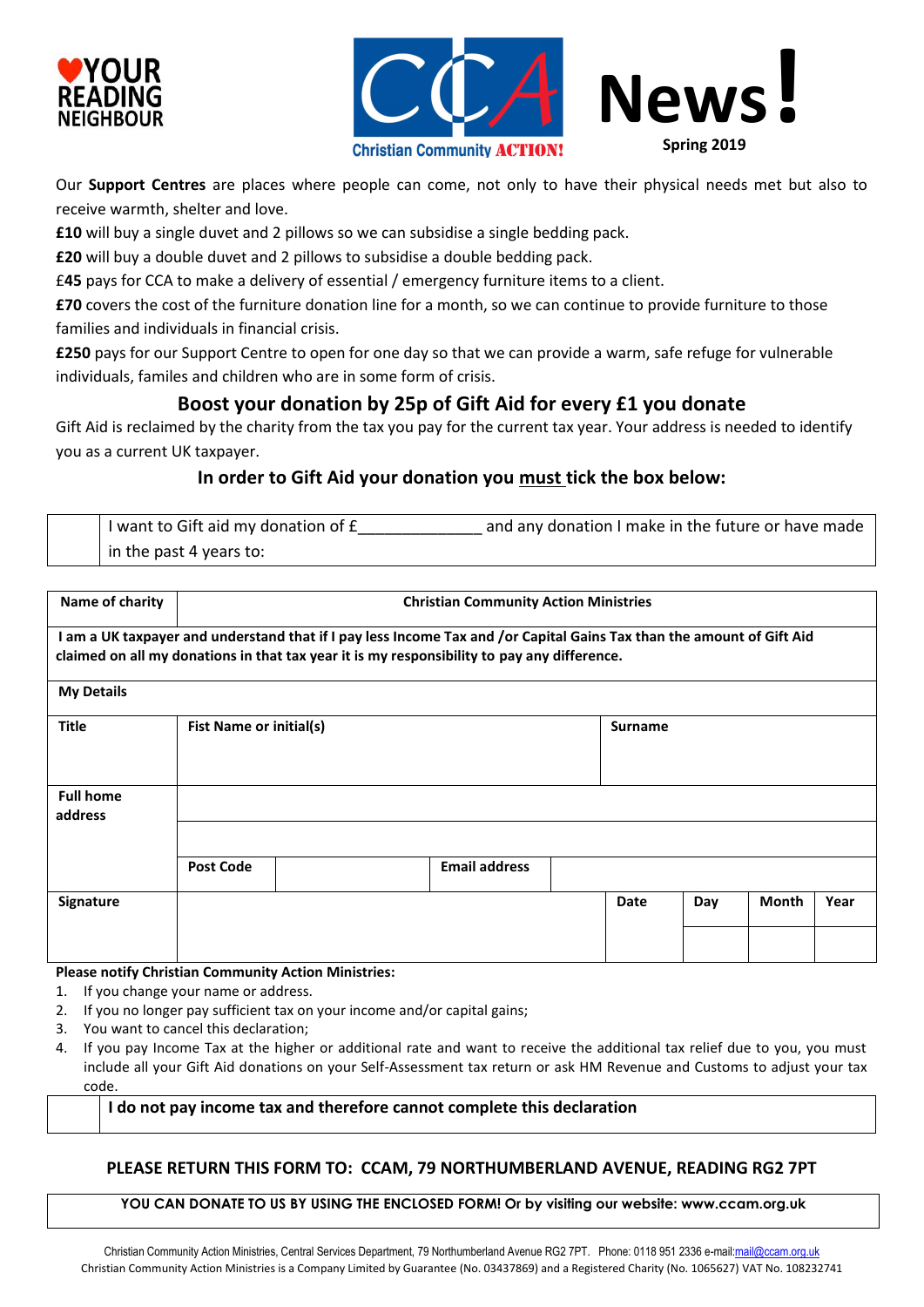♥YOUR READING NEIGHBOUR

CCA Christian Community ACTION!

# News!

**Spring 2019**

Our **Support Centres** are places where people can come, not only to have their physical needs met but also to receive warmth, shelter and love.

**£10** will buy a single duvet and 2 pillows so we can subsidise a single bedding pack.

**£20** will buy a double duvet and 2 pillows to subsidise a double bedding pack.

£**45** pays for CCA to make a delivery of essential / emergency furniture items to a client.

**£70** covers the cost of the furniture donation line for a month, so we can continue to provide furniture to those families and individuals in financial crisis.

**£250** pays for our Support Centre to open for one day so that we can provide a warm, safe refuge for vulnerable individuals, familes and children who are in some form of crisis.

## Boost your donation by 25p of Gift Aid for every £1 you donate

Gift Aid is reclaimed by the charity from the tax you pay for the current tax year. Your address is needed to identify you as a current UK taxpayer.

### In order to Gift Aid your donation you must tick the box below:

| | |
|---|---|
| ☐ | I want to Gift aid my donation of £_____________ and any donation I make in the future or have made in the past 4 years to: |

| | | | | | | | |
|---|---|---|---|---|---|---|---|
| **Name of charity** | **Christian Community Action Ministries** | | | | | | |
| **I am a UK taxpayer and understand that if I pay less Income Tax and /or Capital Gains Tax than the amount of Gift Aid claimed on all my donations in that tax year it is my responsibility to pay any difference.** | | | | | | | |
| **My Details** | | | | | | | |
| **Title** | **Fist Name or initial(s)** | | | **Surname** | | | |
| **Full home address** | | | | | | | |
| | | | | | | | |
| | **Post Code** | | **Email address** | | | | |
| **Signature** | | | | **Date** | **Day** | **Month** | **Year** |
| | | | | | | | |

**Please notify Christian Community Action Ministries:**

1. If you change your name or address.
2. If you no longer pay sufficient tax on your income and/or capital gains;
3. You want to cancel this declaration;
4. If you pay Income Tax at the higher or additional rate and want to receive the additional tax relief due to you, you must include all your Gift Aid donations on your Self-Assessment tax return or ask HM Revenue and Customs to adjust your tax code.

| | |
|---|---|
| ☐ | **I do not pay income tax and therefore cannot complete this declaration** |

**PLEASE RETURN THIS FORM TO: CCAM, 79 NORTHUMBERLAND AVENUE, READING RG2 7PT**

**YOU CAN DONATE TO US BY USING THE ENCLOSED FORM! Or by visiting our website: www.ccam.org.uk**

Christian Community Action Ministries, Central Services Department, 79 Northumberland Avenue RG2 7PT. Phone: 0118 951 2336 e-mail:mail@ccam.org.uk

Christian Community Action Ministries is a Company Limited by Guarantee (No. 03437869) and a Registered Charity (No. 1065627) VAT No. 108232741